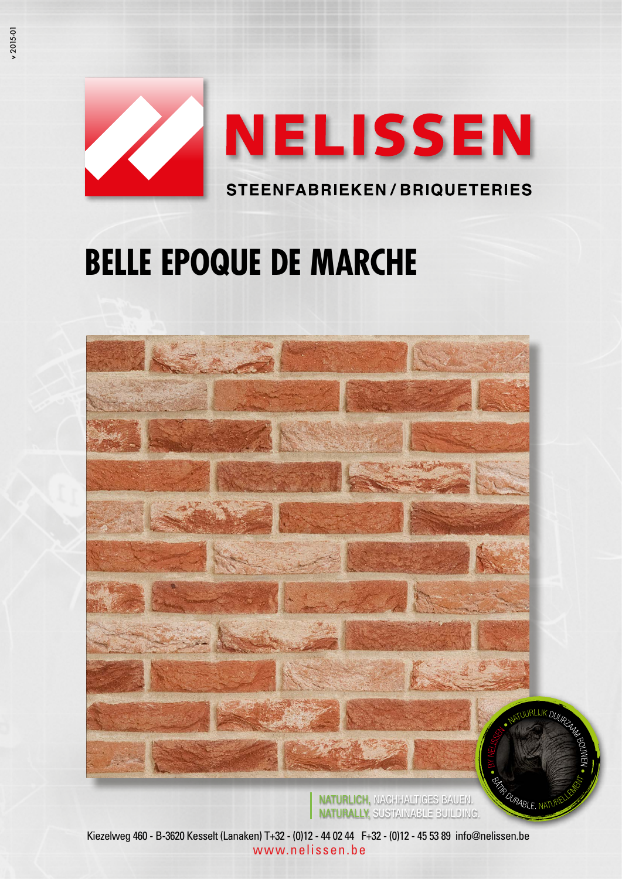v 2015-01

NELISSEN

STEENFABRIEKEN / BRIQUETERIES

# BELLE EPOQUE DE MARCHE

NATURLICH, NACHHALTIGES BAUEN.
NATURALLY, SUSTAINABLE BUILDING.

BY NELISSEN • NATUURLIJK DUURZAAM BOUWEN • BÂTIR DURABLE, NATURELLEMENT

Kiezelweg 460 - B-3620 Kesselt (Lanaken) T+32 - (0)12 - 44 02 44 F+32 - (0)12 - 45 53 89 info@nelissen.be
www.nelissen.be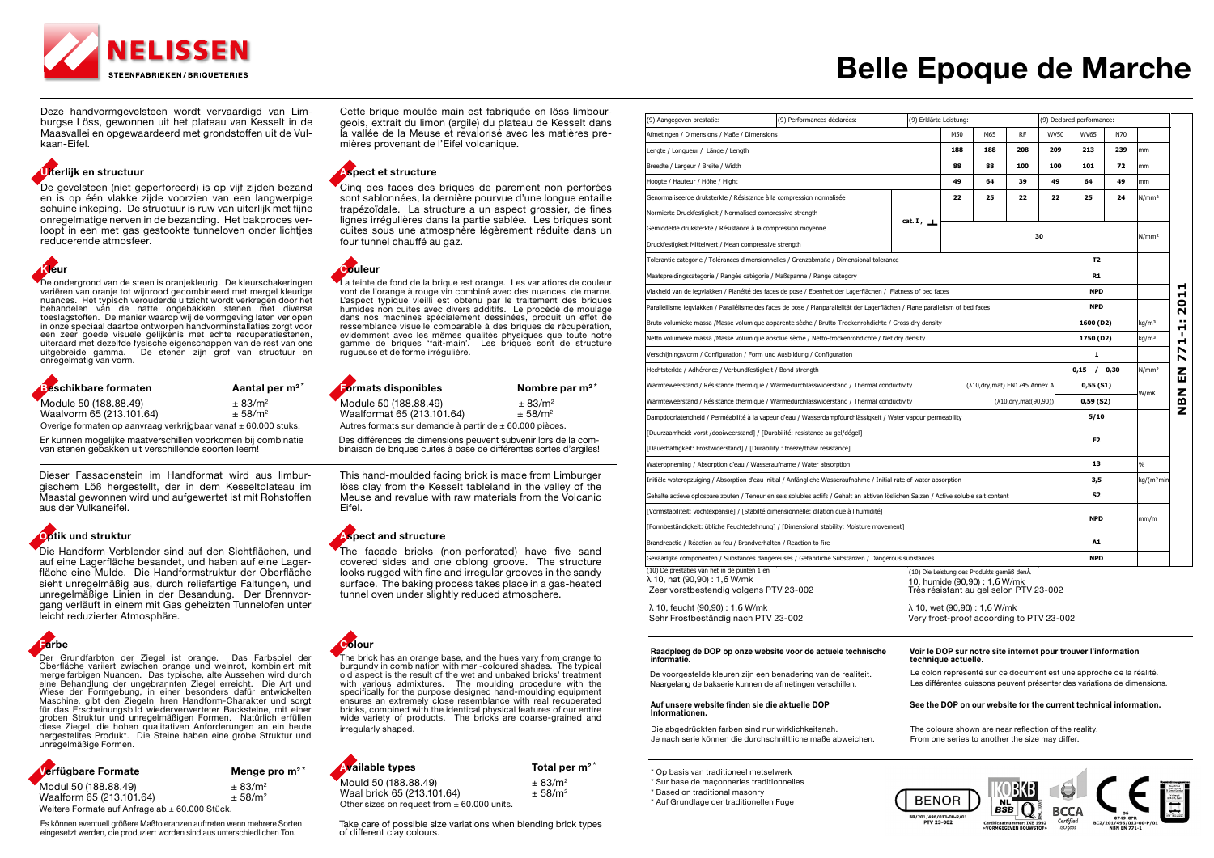# Belle Epoque de Marche

NELISSEN STEENFABRIEKEN / BRIQUETERIES

Deze handvormgevelsteen wordt vervaardigd van Limburgse Löss, gewonnen uit het plateau van Kesselt in de Maasvallei en opgewaardeerd met grondstoffen uit de Vulkaan-Eifel.

## Uiterlijk en structuur

De gevelsteen (niet geperforeerd) is op vijf zijden bezand en is op één vlakke zijde voorzien van een langwerpige schuine inkeping. De structuur is ruw van uiterlijk met fijne onregelmatige nerven in de bezanding. Het bakproces verloopt in een met gas gestookte tunneloven onder lichtjes reducerende atmosfeer.

## Kleur

De ondergrond van de steen is oranjekleurig. De kleurschakeringen variëren van oranje tot wijnrood gecombineerd met mergel kleurige nuances. Het typisch verouderde uitzicht wordt verkregen door het behandelen van de natte ongebakken stenen met diverse toeslagstoffen. De manier waarop wij de vormgeving laten verlopen in onze speciaal daartoe ontworpen handvorminstallaties zorgt voor een zeer goede visuele gelijkenis met echte recuperatiestenen, uiteraard met dezelfde fysische eigenschappen van de rest van ons uitgebreide gamma. De stenen zijn grof van structuur en onregelmatig van vorm.

| Beschikbare formaten | Aantal per m²* |
|---|---|
| Module 50 (188.88.49) | ± 83/m² |
| Waalvorm 65 (213.101.64) | ± 58/m² |

Overige formaten op aanvraag verkrijgbaar vanaf ± 60.000 stuks.

Er kunnen mogelijke maatverschillen voorkomen bij combinatie van stenen gebakken uit verschillende soorten leem!

Cette brique moulée main est fabriquée en löss limbourgeois, extrait du limon (argile) du plateau de Kesselt dans la vallée de la Meuse et revalorisé avec les matières premières provenant de l'Eifel volcanique.

## Aspect et structure

Cinq des faces des briques de parement non perforées sont sablonnées, la dernière pourvue d'une longue entaille trapézoïdale. La structure a un aspect grossier, de fines lignes irrégulières dans la partie sablée. Les briques sont cuites sous une atmosphère légèrement réduite dans un four tunnel chauffé au gaz.

## Couleur

La teinte de fond de la brique est orange. Les variations de couleur vont de l'orange à rouge vin combiné avec des nuances de marne. L'aspect typique vieilli est obtenu par le traitement des briques humides non cuites avec divers additifs. Le procédé de moulage dans nos machines spécialement dessinées, produit un effet de ressemblance visuelle comparable à des briques de récupération, evidemment avec les mêmes qualités physiques que toute notre gamme de briques 'fait-main'. Les briques sont de structure rugueuse et de forme irrégulière.

| Formats disponibles | Nombre par m²* |
|---|---|
| Module 50 (188.88.49) | ± 83/m² |
| Waalformat 65 (213.101.64) | ± 58/m² |

Autres formats sur demande à partir de ± 60.000 pièces.

Des différences de dimensions peuvent subvenir lors de la combinaison de briques cuites à base de différentes sortes d'argiles!

Dieser Fassadenstein im Handformat wird aus limburgischem Löß hergestellt, der in dem Kesselplateau im Maastal gewonnen wird und aufgewertet ist mit Rohstoffen aus der Vulkaneifel.

## Optik und struktur

Die Handform-Verblender sind auf den Sichtflächen, und auf eine Lagerfläche besandet, und haben auf eine Lagerfläche eine Mulde. Die Handformstruktur der Oberfläche sieht unregelmäßig aus, durch reliefartige Faltungen, und unregelmäßige Linien in der Besandung. Der Brennvorgang verläuft in einem mit Gas geheizten Tunnelofen unter leicht reduzierter Atmosphäre.

## Farbe

Der Grundfarbton der Ziegel ist orange. Das Farbspiel der Oberfläche variiert zwischen orange und weinrot, kombiniert mit mergelfarbigen Nuancen. Das typische, alte Aussehen wird durch eine Behandlung der ungebrannten Ziegel erreicht. Die Art und Wiese der Formgebung, in einer besonders dafür entwickelten Maschine, gibt den Ziegeln ihren Handform-Charakter und sorgt für das Erscheinungsbild wiederverwerteter Backsteine, mit einer groben Struktur und unregelmäßigen Formen. Natürlich erfüllen diese Ziegel, die hohen qualitativen Anforderungen an ein heute hergestelltes Produkt. Die Steine haben eine grobe Struktur und unregelmäßige Formen.

| Verfügbare Formate | Menge pro m²* |
|---|---|
| Modul 50 (188.88.49) | ± 83/m² |
| Waalform 65 (213.101.64) | ± 58/m² |

Weitere Formate auf Anfrage ab ± 60.000 Stück.

Es können eventuell größere Maßtoleranzen auftreten wenn mehrere Sorten eingesetzt werden, die produziert worden sind aus unterschiedlichen Ton.

This hand-moulded facing brick is made from Limburger löss clay from the Kesselt tableland in the valley of the Meuse and revalue with raw materials from the Volcanic Eifel.

## Aspect and structure

The facade bricks (non-perforated) have five sand covered sides and one oblong groove. The structure looks rugged with fine and irregular grooves in the sandy surface. The baking process takes place in a gas-heated tunnel oven under slightly reduced atmosphere.

## Colour

The brick has an orange base, and the hues vary from orange to burgundy in combination with marl-coloured shades. The typical old aspect is the result of the wet and unbaked bricks' treatment with various admixtures. The moulding procedure with the specifically for the purpose designed hand-moulding equipment ensures an extremely close resemblance with real recuperated bricks, combined with the identical physical features of our entire wide variety of products. The bricks are coarse-grained and irregularly shaped.

| Available types | Total per m²* |
|---|---|
| Mould 50 (188.88.49) | ± 83/m² |
| Waal brick 65 (213.101.64) | ± 58/m² |

Other sizes on request from ± 60.000 units.

Take care of possible size variations when blending brick types of different clay colours.

| (9) Aangegeven prestatie: | (9) Performances déclarées: | (9) Erklärte Leistung: | | | | (9) Declared performance: | | | |
|---|---|---|---|---|---|---|---|---|---|
| Afmetingen / Dimensions / Maße / Dimensions | | | M50 | M65 | RF | WV50 | WV65 | N70 | |
| Lengte / Longueur / Länge / Length | | | 188 | 188 | 208 | 209 | 213 | 239 | mm |
| Breedte / Largeur / Breite / Width | | | 88 | 88 | 100 | 100 | 101 | 72 | mm |
| Hoogte / Hauteur / Höhe / Hight | | | 49 | 64 | 39 | 49 | 64 | 49 | mm |
| Genormaliseerde drukssterkte / Résistance à la compression normalisée — Normierte Druckfestigkeit / Normalised compressive strength | | cat. I, ⊥ | 22 | 25 | 22 | 22 | 25 | 24 | N/mm² |
| Gemiddelde drukssterkte / Résistance à la compression moyenne — Druckfestigkeit Mittelwert / Mean compressive strength | | | 30 | | | | | | N/mm² |
| Tolerantie categorie / Tolérances dimensionnelles / Grenzabmaße / Dimensional tolerance | | | | | | | T2 | | |
| Maatspreidingscategorie / Rangée catégorie / Maßspanne / Range category | | | | | | | R1 | | |
| Vlakheid van de legvlakken / Planéité des faces de pose / Ebenheit der Lagerflächen / Flatness of bed faces | | | | | | | NPD | | |
| Parallellisme legvlakken / Parallélisme des faces de pose / Planparallelität der Lagerflächen / Plane parallelism of bed faces | | | | | | | NPD | | |
| Bruto volumieke massa /Masse volumique apparente sèche / Brutto-Trockenrohdichte / Gross dry density | | | | | | | 1600 (D2) | | kg/m³ |
| Netto volumieke massa /Masse volumique absolue sèche / Netto-trockenrohdichte / Net dry density | | | | | | | 1750 (D2) | | kg/m³ |
| Verschijningsvorm / Configuration / Form und Ausbildung / Configuration | | | | | | | 1 | | |
| Hechtsterkte / Adhérence / Verbundfestigkeit / Bond strength | | | | | | | 0,15 / 0,30 | | N/mm² |
| Warmteweerstand / Résistance thermique / Wärmedurchlasswiderstand / Thermal conductivity | | (λ10,dry,mat) EN1745 Annex A | | | | | 0,55 (S1) | | W/mK |
| Warmteweerstand / Résistance thermique / Wärmedurchlasswiderstand / Thermal conductivity | | (λ10,dry,mat(90,90)) | | | | | 0,59 (S2) | | W/mK |
| Dampdoorlatendheid / Perméabilité à la vapeur d'eau / Wasserdampfdurchlässigkeit / Water vapour permeability | | | | | | | 5/10 | | |
| [Duurzaamheid: vorst /dooiweerstand] / [Durabilité: résistance au gel/dégel] — [Dauerhaftigkeit: Frostwiderstand] / [Durability : freeze/thaw resistance] | | | | | | | F2 | | |
| Wateropneming / Absorption d'eau / Wasseraufnahme / Water absorption | | | | | | | 13 | | % |
| Initiële wateropzuiging / Absorption d'eau initial / Anfängliche Wasseraufnahme / Initial rate of water absorption | | | | | | | 3,5 | | kg/(m²min) |
| Gehalte actieve oplosbare zouten / Teneur en sels solubles actifs / Gehalt an aktiven löslichen Salzen / Active soluble salt content | | | | | | | S2 | | |
| [Vormstabiliteit: vochtexpansie] / [Stabilité dimensionnelle: dilation due à l'humidité] — [Formbeständigkeit: übliche Feuchtedehnung] / [Dimensional stability: Moisture movement] | | | | | | | NPD | | mm/m |
| Brandreactie / Réaction au feu / Brandverhalten / Reaction to fire | | | | | | | A1 | | |
| Gevaarlijke componenten / Substances dangereuses / Gefährliche Substanzen / Dangerous substances | | | | | | | NPD | | |

NBN EN 771-1: 2011

(10) De prestaties van het in de punten 1 en
λ 10, nat (90,90) : 1,6 W/mk
Zeer vorstbestendig volgens PTV 23-002

λ 10, feucht (90,90) : 1,6 W/mk
Sehr Frostbeständig nach PTV 23-002

(10) Die Leistung des Produkts gemäß den
10, humide (90,90) : 1,6 W/mk
Très résistant au gel selon PTV 23-002

λ 10, wet (90,90) : 1,6 W/mk
Very frost-proof according to PTV 23-002

**Raadpleeg de DOP op onze website voor de actuele technische informatie.**

De voorgestelde kleuren zijn een benadering van de realiteit.
Naargelang de bakserie kunnen de afmetingen verschillen.

**Auf unserer website finden sie die aktuelle DOP Informationen.**

Die abgedrückten farben sind nur wirklichkeitsnah.
Je nach serie können die durchschnittliche maße abweichen.

**Voir le DOP sur notre site internet pour trouver l'information technique actuelle.**

Le colori représenté sur ce document est une approche de la réalité.
Les différentes cuissons peuvent présenter des variations de dimensions.

**See the DOP on our website for the current technical information.**

The colours shown are near reflection of the reality.
From one series to another the size may differ.

\* Op basis van traditioneel metselwerk
\* Sur base de maçonneries traditionnelles
\* Based on traditional masonry
\* Auf Grundlage der traditionellen Fuge

BENOR BB/201/496/013-00-P/01 PTV 23-002 — IKOBKB NL BSB — BCCA Certified — CE 0749-CPR BC2/201/496/013-00-P/01 NBN EN 771-1